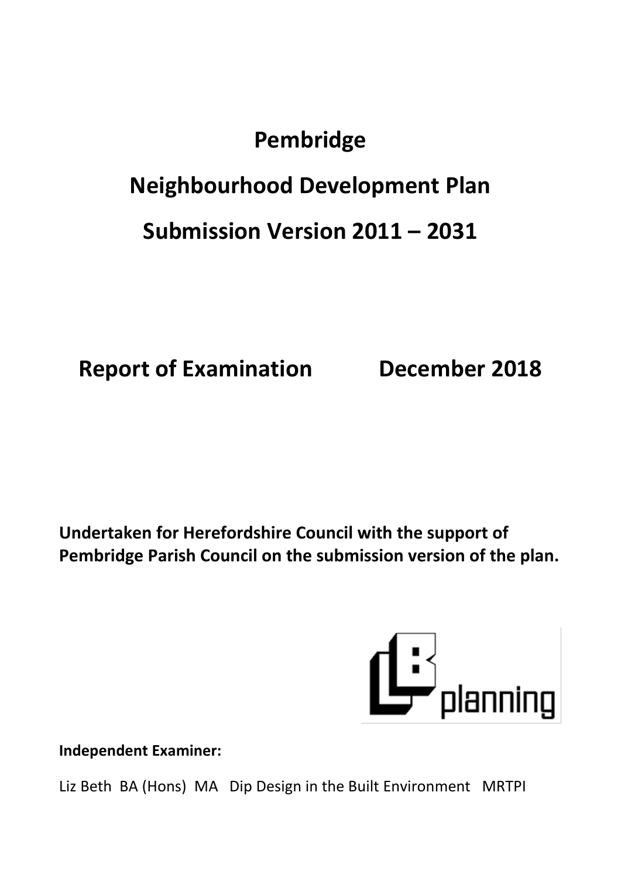# Pembridge

# Neighbourhood Development Plan

# Submission Version 2011 – 2031

## Report of Examination December 2018

**Undertaken for Herefordshire Council with the support of Pembridge Parish Council on the submission version of the plan.**

**Independent Examiner:**

Liz Beth BA (Hons) MA Dip Design in the Built Environment MRTPI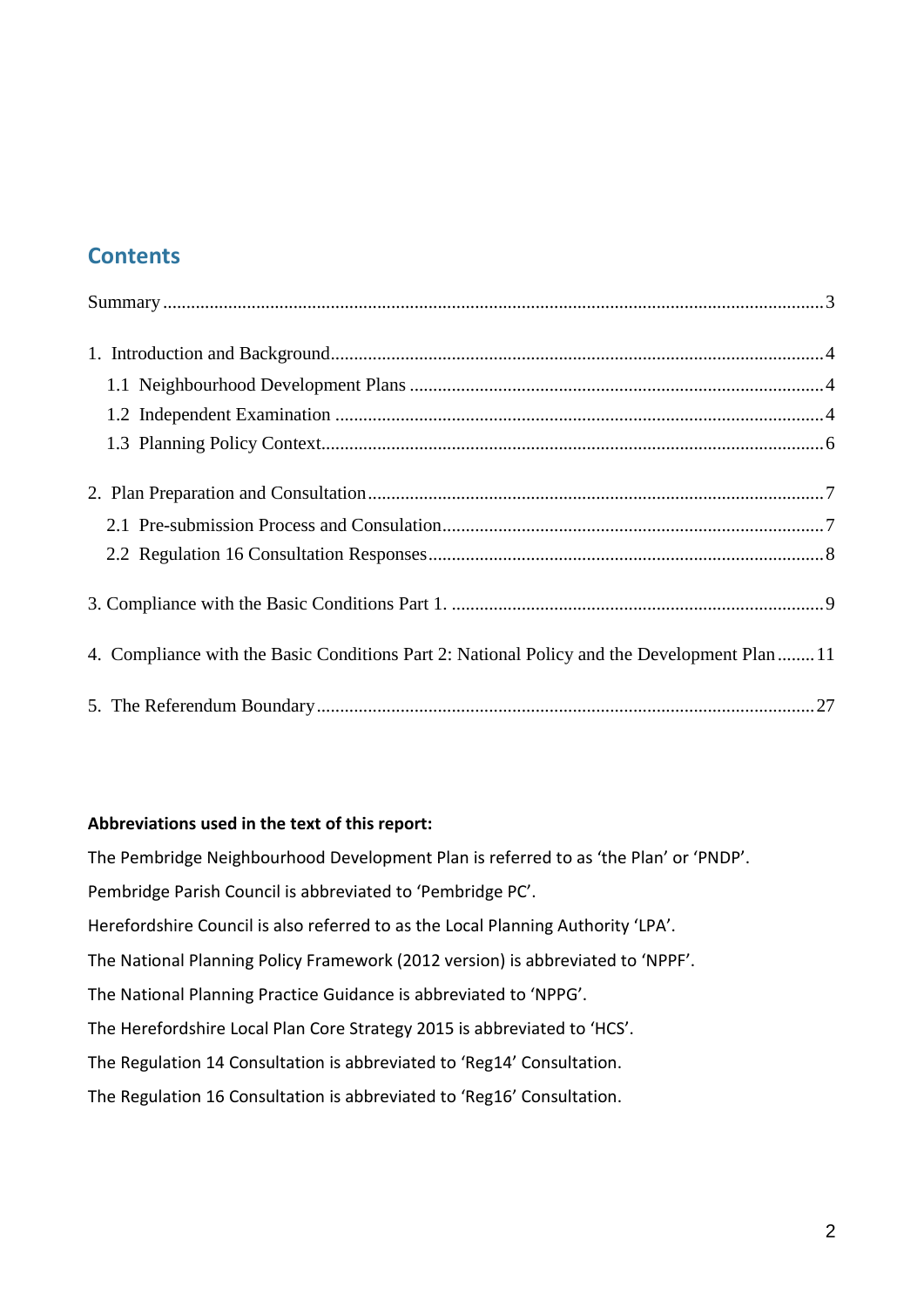## Contents

Summary ..... 3

1. Introduction and Background ..... 4
   - 1.1 Neighbourhood Development Plans ..... 4
   - 1.2 Independent Examination ..... 4
   - 1.3 Planning Policy Context ..... 6

2. Plan Preparation and Consultation ..... 7
   - 2.1 Pre-submission Process and Consulation ..... 7
   - 2.2 Regulation 16 Consultation Responses ..... 8

3. Compliance with the Basic Conditions Part 1. ..... 9

4. Compliance with the Basic Conditions Part 2: National Policy and the Development Plan ..... 11

5. The Referendum Boundary ..... 27

**Abbreviations used in the text of this report:**

The Pembridge Neighbourhood Development Plan is referred to as 'the Plan' or 'PNDP'.

Pembridge Parish Council is abbreviated to 'Pembridge PC'.

Herefordshire Council is also referred to as the Local Planning Authority 'LPA'.

The National Planning Policy Framework (2012 version) is abbreviated to 'NPPF'.

The National Planning Practice Guidance is abbreviated to 'NPPG'.

The Herefordshire Local Plan Core Strategy 2015 is abbreviated to 'HCS'.

The Regulation 14 Consultation is abbreviated to 'Reg14' Consultation.

The Regulation 16 Consultation is abbreviated to 'Reg16' Consultation.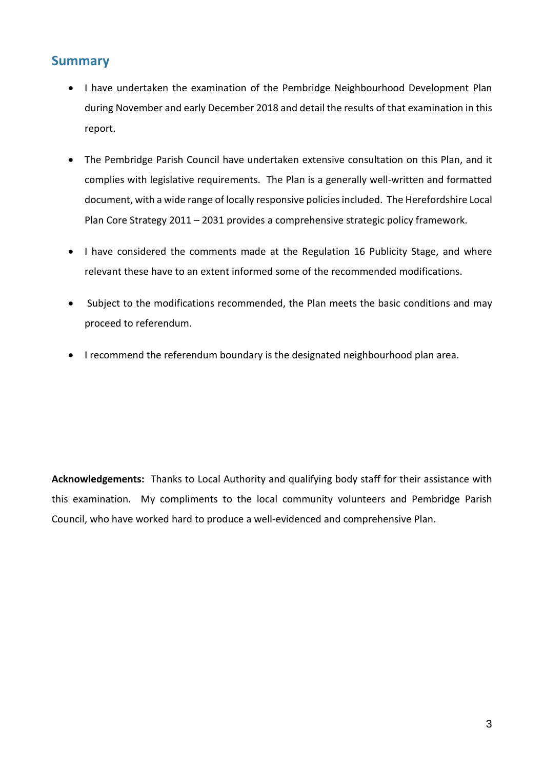## Summary

- I have undertaken the examination of the Pembridge Neighbourhood Development Plan during November and early December 2018 and detail the results of that examination in this report.
- The Pembridge Parish Council have undertaken extensive consultation on this Plan, and it complies with legislative requirements. The Plan is a generally well-written and formatted document, with a wide range of locally responsive policies included. The Herefordshire Local Plan Core Strategy 2011 – 2031 provides a comprehensive strategic policy framework.
- I have considered the comments made at the Regulation 16 Publicity Stage, and where relevant these have to an extent informed some of the recommended modifications.
- Subject to the modifications recommended, the Plan meets the basic conditions and may proceed to referendum.
- I recommend the referendum boundary is the designated neighbourhood plan area.

**Acknowledgements:** Thanks to Local Authority and qualifying body staff for their assistance with this examination. My compliments to the local community volunteers and Pembridge Parish Council, who have worked hard to produce a well-evidenced and comprehensive Plan.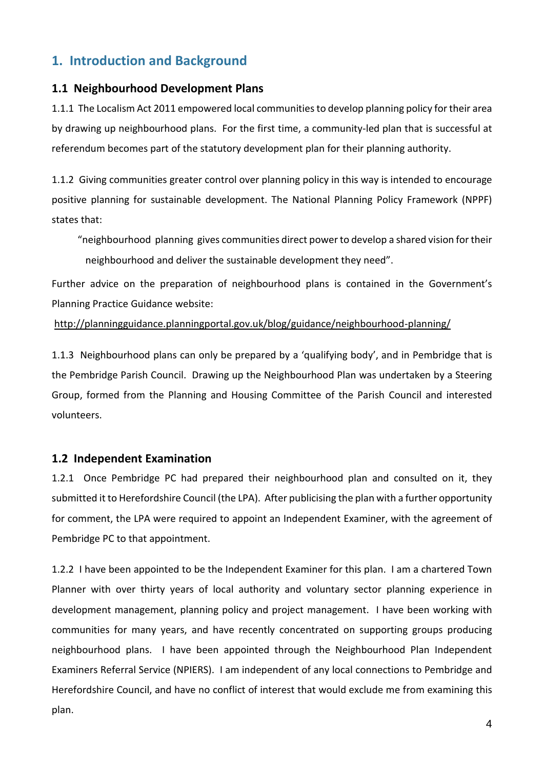# 1. Introduction and Background

## 1.1 Neighbourhood Development Plans

1.1.1 The Localism Act 2011 empowered local communities to develop planning policy for their area by drawing up neighbourhood plans. For the first time, a community-led plan that is successful at referendum becomes part of the statutory development plan for their planning authority.

1.1.2 Giving communities greater control over planning policy in this way is intended to encourage positive planning for sustainable development. The National Planning Policy Framework (NPPF) states that:

> "neighbourhood planning gives communities direct power to develop a shared vision for their neighbourhood and deliver the sustainable development they need".

Further advice on the preparation of neighbourhood plans is contained in the Government's Planning Practice Guidance website:

http://planningguidance.planningportal.gov.uk/blog/guidance/neighbourhood-planning/

1.1.3 Neighbourhood plans can only be prepared by a 'qualifying body', and in Pembridge that is the Pembridge Parish Council. Drawing up the Neighbourhood Plan was undertaken by a Steering Group, formed from the Planning and Housing Committee of the Parish Council and interested volunteers.

## 1.2 Independent Examination

1.2.1 Once Pembridge PC had prepared their neighbourhood plan and consulted on it, they submitted it to Herefordshire Council (the LPA). After publicising the plan with a further opportunity for comment, the LPA were required to appoint an Independent Examiner, with the agreement of Pembridge PC to that appointment.

1.2.2 I have been appointed to be the Independent Examiner for this plan. I am a chartered Town Planner with over thirty years of local authority and voluntary sector planning experience in development management, planning policy and project management. I have been working with communities for many years, and have recently concentrated on supporting groups producing neighbourhood plans. I have been appointed through the Neighbourhood Plan Independent Examiners Referral Service (NPIERS). I am independent of any local connections to Pembridge and Herefordshire Council, and have no conflict of interest that would exclude me from examining this plan.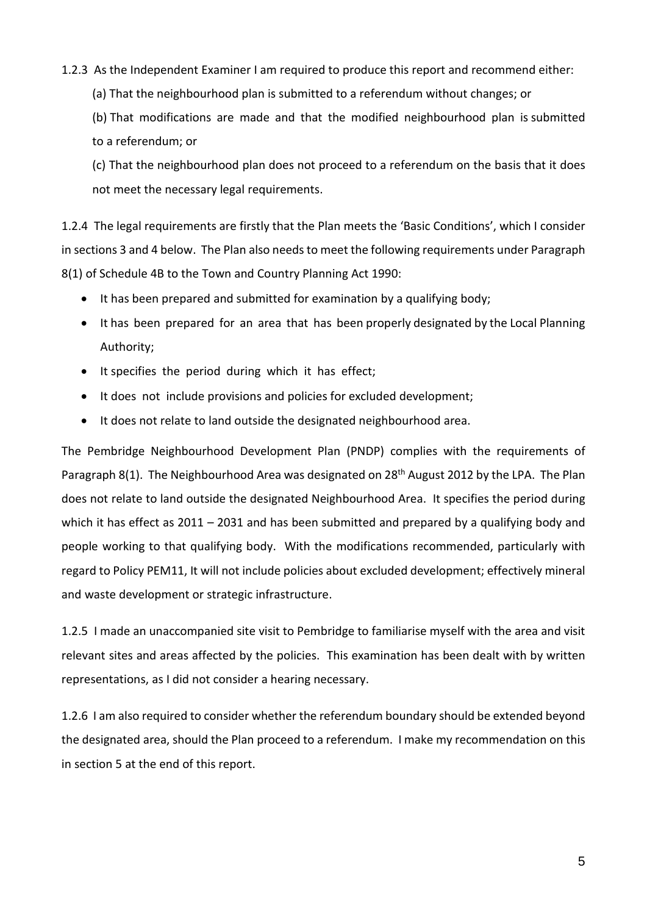1.2.3 As the Independent Examiner I am required to produce this report and recommend either:

(a) That the neighbourhood plan is submitted to a referendum without changes; or

(b) That modifications are made and that the modified neighbourhood plan is submitted to a referendum; or

(c) That the neighbourhood plan does not proceed to a referendum on the basis that it does not meet the necessary legal requirements.

1.2.4 The legal requirements are firstly that the Plan meets the 'Basic Conditions', which I consider in sections 3 and 4 below. The Plan also needs to meet the following requirements under Paragraph 8(1) of Schedule 4B to the Town and Country Planning Act 1990:

- It has been prepared and submitted for examination by a qualifying body;
- It has been prepared for an area that has been properly designated by the Local Planning Authority;
- It specifies the period during which it has effect;
- It does not include provisions and policies for excluded development;
- It does not relate to land outside the designated neighbourhood area.

The Pembridge Neighbourhood Development Plan (PNDP) complies with the requirements of Paragraph 8(1). The Neighbourhood Area was designated on 28th August 2012 by the LPA. The Plan does not relate to land outside the designated Neighbourhood Area. It specifies the period during which it has effect as 2011 – 2031 and has been submitted and prepared by a qualifying body and people working to that qualifying body. With the modifications recommended, particularly with regard to Policy PEM11, It will not include policies about excluded development; effectively mineral and waste development or strategic infrastructure.

1.2.5 I made an unaccompanied site visit to Pembridge to familiarise myself with the area and visit relevant sites and areas affected by the policies. This examination has been dealt with by written representations, as I did not consider a hearing necessary.

1.2.6 I am also required to consider whether the referendum boundary should be extended beyond the designated area, should the Plan proceed to a referendum. I make my recommendation on this in section 5 at the end of this report.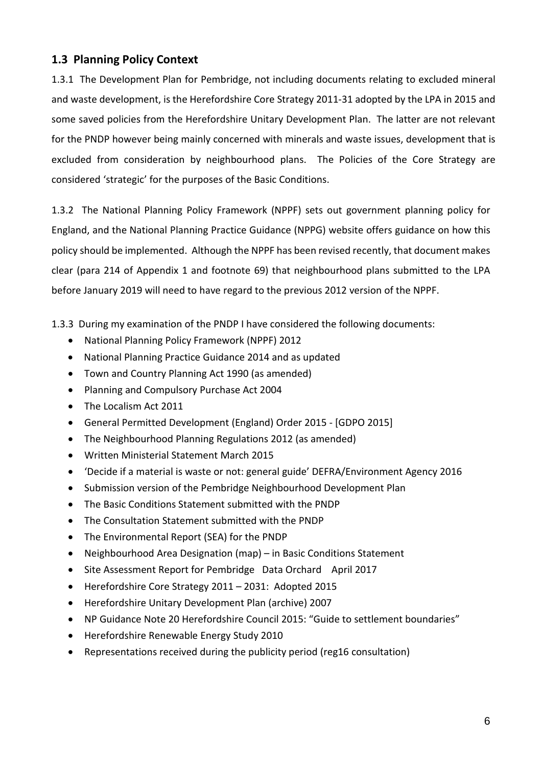## 1.3 Planning Policy Context

1.3.1 The Development Plan for Pembridge, not including documents relating to excluded mineral and waste development, is the Herefordshire Core Strategy 2011-31 adopted by the LPA in 2015 and some saved policies from the Herefordshire Unitary Development Plan. The latter are not relevant for the PNDP however being mainly concerned with minerals and waste issues, development that is excluded from consideration by neighbourhood plans. The Policies of the Core Strategy are considered 'strategic' for the purposes of the Basic Conditions.

1.3.2 The National Planning Policy Framework (NPPF) sets out government planning policy for England, and the National Planning Practice Guidance (NPPG) website offers guidance on how this policy should be implemented. Although the NPPF has been revised recently, that document makes clear (para 214 of Appendix 1 and footnote 69) that neighbourhood plans submitted to the LPA before January 2019 will need to have regard to the previous 2012 version of the NPPF.

1.3.3 During my examination of the PNDP I have considered the following documents:

- National Planning Policy Framework (NPPF) 2012
- National Planning Practice Guidance 2014 and as updated
- Town and Country Planning Act 1990 (as amended)
- Planning and Compulsory Purchase Act 2004
- The Localism Act 2011
- General Permitted Development (England) Order 2015 - [GDPO 2015]
- The Neighbourhood Planning Regulations 2012 (as amended)
- Written Ministerial Statement March 2015
- 'Decide if a material is waste or not: general guide' DEFRA/Environment Agency 2016
- Submission version of the Pembridge Neighbourhood Development Plan
- The Basic Conditions Statement submitted with the PNDP
- The Consultation Statement submitted with the PNDP
- The Environmental Report (SEA) for the PNDP
- Neighbourhood Area Designation (map) – in Basic Conditions Statement
- Site Assessment Report for Pembridge Data Orchard April 2017
- Herefordshire Core Strategy 2011 – 2031: Adopted 2015
- Herefordshire Unitary Development Plan (archive) 2007
- NP Guidance Note 20 Herefordshire Council 2015: "Guide to settlement boundaries"
- Herefordshire Renewable Energy Study 2010
- Representations received during the publicity period (reg16 consultation)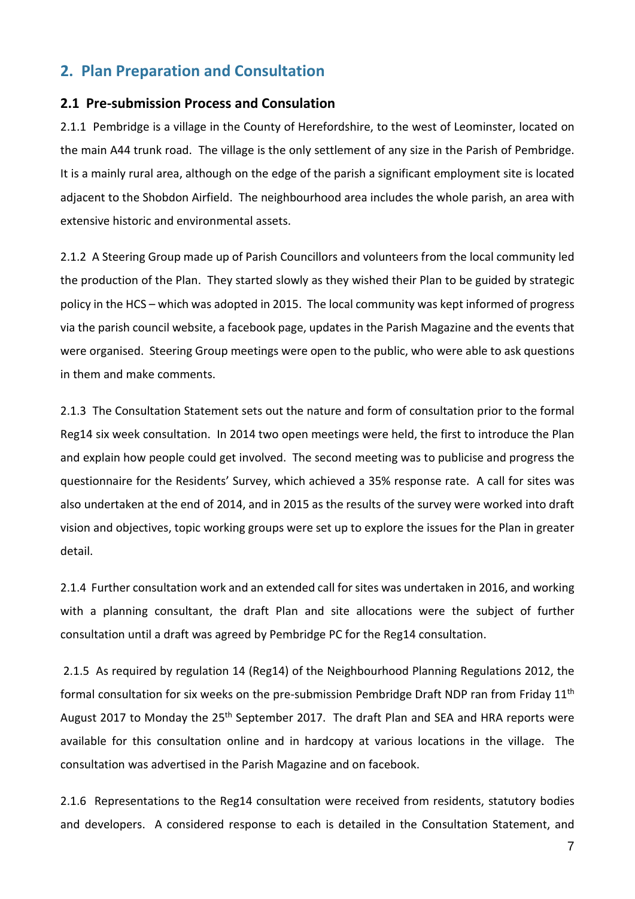## 2. Plan Preparation and Consultation

### 2.1 Pre-submission Process and Consulation

2.1.1 Pembridge is a village in the County of Herefordshire, to the west of Leominster, located on the main A44 trunk road. The village is the only settlement of any size in the Parish of Pembridge. It is a mainly rural area, although on the edge of the parish a significant employment site is located adjacent to the Shobdon Airfield. The neighbourhood area includes the whole parish, an area with extensive historic and environmental assets.

2.1.2 A Steering Group made up of Parish Councillors and volunteers from the local community led the production of the Plan. They started slowly as they wished their Plan to be guided by strategic policy in the HCS – which was adopted in 2015. The local community was kept informed of progress via the parish council website, a facebook page, updates in the Parish Magazine and the events that were organised. Steering Group meetings were open to the public, who were able to ask questions in them and make comments.

2.1.3 The Consultation Statement sets out the nature and form of consultation prior to the formal Reg14 six week consultation. In 2014 two open meetings were held, the first to introduce the Plan and explain how people could get involved. The second meeting was to publicise and progress the questionnaire for the Residents' Survey, which achieved a 35% response rate. A call for sites was also undertaken at the end of 2014, and in 2015 as the results of the survey were worked into draft vision and objectives, topic working groups were set up to explore the issues for the Plan in greater detail.

2.1.4 Further consultation work and an extended call for sites was undertaken in 2016, and working with a planning consultant, the draft Plan and site allocations were the subject of further consultation until a draft was agreed by Pembridge PC for the Reg14 consultation.

2.1.5 As required by regulation 14 (Reg14) of the Neighbourhood Planning Regulations 2012, the formal consultation for six weeks on the pre-submission Pembridge Draft NDP ran from Friday 11th August 2017 to Monday the 25th September 2017. The draft Plan and SEA and HRA reports were available for this consultation online and in hardcopy at various locations in the village. The consultation was advertised in the Parish Magazine and on facebook.

2.1.6 Representations to the Reg14 consultation were received from residents, statutory bodies and developers. A considered response to each is detailed in the Consultation Statement, and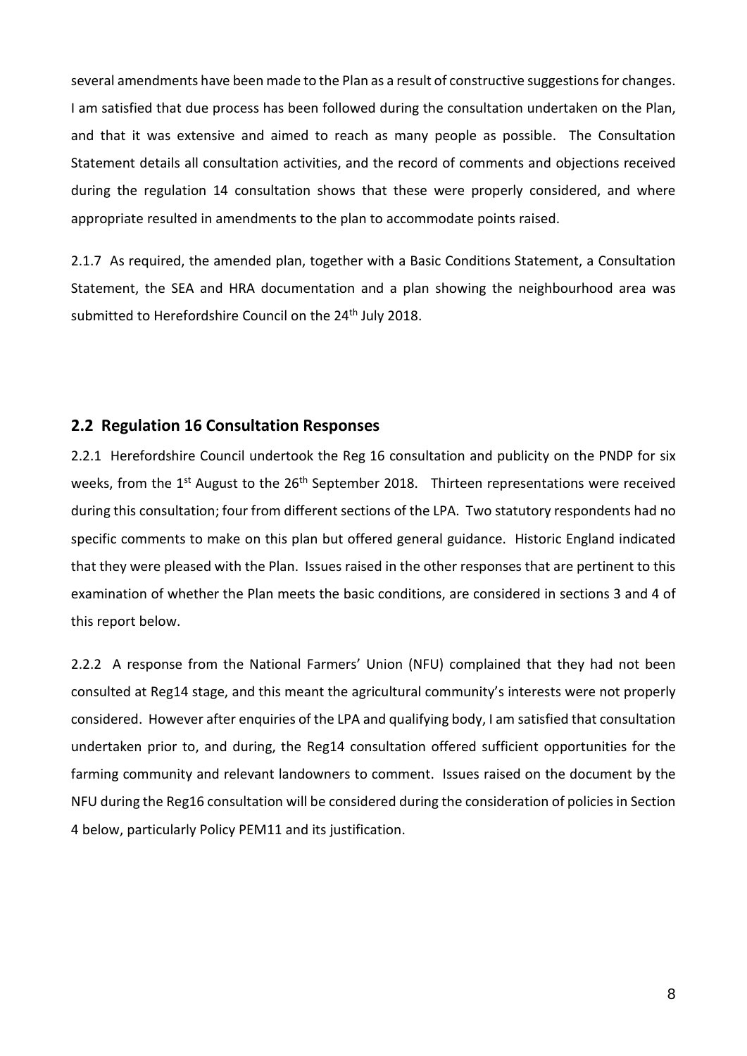several amendments have been made to the Plan as a result of constructive suggestions for changes. I am satisfied that due process has been followed during the consultation undertaken on the Plan, and that it was extensive and aimed to reach as many people as possible. The Consultation Statement details all consultation activities, and the record of comments and objections received during the regulation 14 consultation shows that these were properly considered, and where appropriate resulted in amendments to the plan to accommodate points raised.

2.1.7 As required, the amended plan, together with a Basic Conditions Statement, a Consultation Statement, the SEA and HRA documentation and a plan showing the neighbourhood area was submitted to Herefordshire Council on the 24th July 2018.

## 2.2 Regulation 16 Consultation Responses

2.2.1 Herefordshire Council undertook the Reg 16 consultation and publicity on the PNDP for six weeks, from the 1st August to the 26th September 2018. Thirteen representations were received during this consultation; four from different sections of the LPA. Two statutory respondents had no specific comments to make on this plan but offered general guidance. Historic England indicated that they were pleased with the Plan. Issues raised in the other responses that are pertinent to this examination of whether the Plan meets the basic conditions, are considered in sections 3 and 4 of this report below.

2.2.2 A response from the National Farmers' Union (NFU) complained that they had not been consulted at Reg14 stage, and this meant the agricultural community's interests were not properly considered. However after enquiries of the LPA and qualifying body, I am satisfied that consultation undertaken prior to, and during, the Reg14 consultation offered sufficient opportunities for the farming community and relevant landowners to comment. Issues raised on the document by the NFU during the Reg16 consultation will be considered during the consideration of policies in Section 4 below, particularly Policy PEM11 and its justification.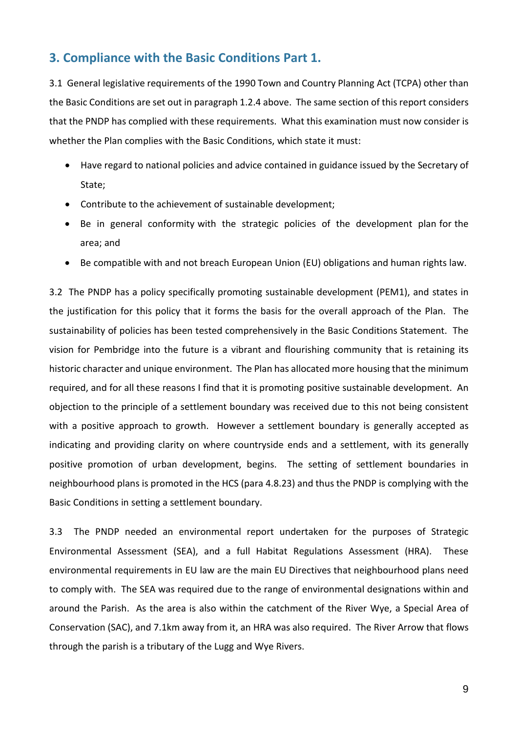## 3. Compliance with the Basic Conditions Part 1.

3.1 General legislative requirements of the 1990 Town and Country Planning Act (TCPA) other than the Basic Conditions are set out in paragraph 1.2.4 above. The same section of this report considers that the PNDP has complied with these requirements. What this examination must now consider is whether the Plan complies with the Basic Conditions, which state it must:

- Have regard to national policies and advice contained in guidance issued by the Secretary of State;
- Contribute to the achievement of sustainable development;
- Be in general conformity with the strategic policies of the development plan for the area; and
- Be compatible with and not breach European Union (EU) obligations and human rights law.

3.2 The PNDP has a policy specifically promoting sustainable development (PEM1), and states in the justification for this policy that it forms the basis for the overall approach of the Plan. The sustainability of policies has been tested comprehensively in the Basic Conditions Statement. The vision for Pembridge into the future is a vibrant and flourishing community that is retaining its historic character and unique environment. The Plan has allocated more housing that the minimum required, and for all these reasons I find that it is promoting positive sustainable development. An objection to the principle of a settlement boundary was received due to this not being consistent with a positive approach to growth. However a settlement boundary is generally accepted as indicating and providing clarity on where countryside ends and a settlement, with its generally positive promotion of urban development, begins. The setting of settlement boundaries in neighbourhood plans is promoted in the HCS (para 4.8.23) and thus the PNDP is complying with the Basic Conditions in setting a settlement boundary.

3.3 The PNDP needed an environmental report undertaken for the purposes of Strategic Environmental Assessment (SEA), and a full Habitat Regulations Assessment (HRA). These environmental requirements in EU law are the main EU Directives that neighbourhood plans need to comply with. The SEA was required due to the range of environmental designations within and around the Parish. As the area is also within the catchment of the River Wye, a Special Area of Conservation (SAC), and 7.1km away from it, an HRA was also required. The River Arrow that flows through the parish is a tributary of the Lugg and Wye Rivers.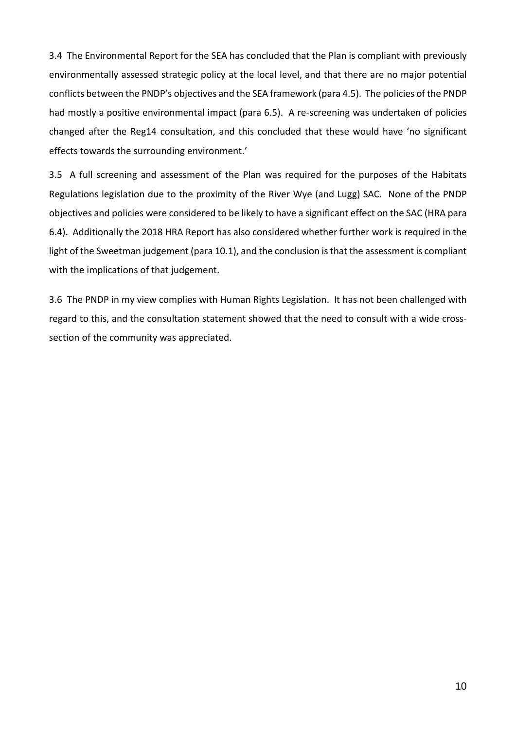3.4 The Environmental Report for the SEA has concluded that the Plan is compliant with previously environmentally assessed strategic policy at the local level, and that there are no major potential conflicts between the PNDP's objectives and the SEA framework (para 4.5). The policies of the PNDP had mostly a positive environmental impact (para 6.5). A re-screening was undertaken of policies changed after the Reg14 consultation, and this concluded that these would have 'no significant effects towards the surrounding environment.'

3.5 A full screening and assessment of the Plan was required for the purposes of the Habitats Regulations legislation due to the proximity of the River Wye (and Lugg) SAC. None of the PNDP objectives and policies were considered to be likely to have a significant effect on the SAC (HRA para 6.4). Additionally the 2018 HRA Report has also considered whether further work is required in the light of the Sweetman judgement (para 10.1), and the conclusion is that the assessment is compliant with the implications of that judgement.

3.6 The PNDP in my view complies with Human Rights Legislation. It has not been challenged with regard to this, and the consultation statement showed that the need to consult with a wide cross-section of the community was appreciated.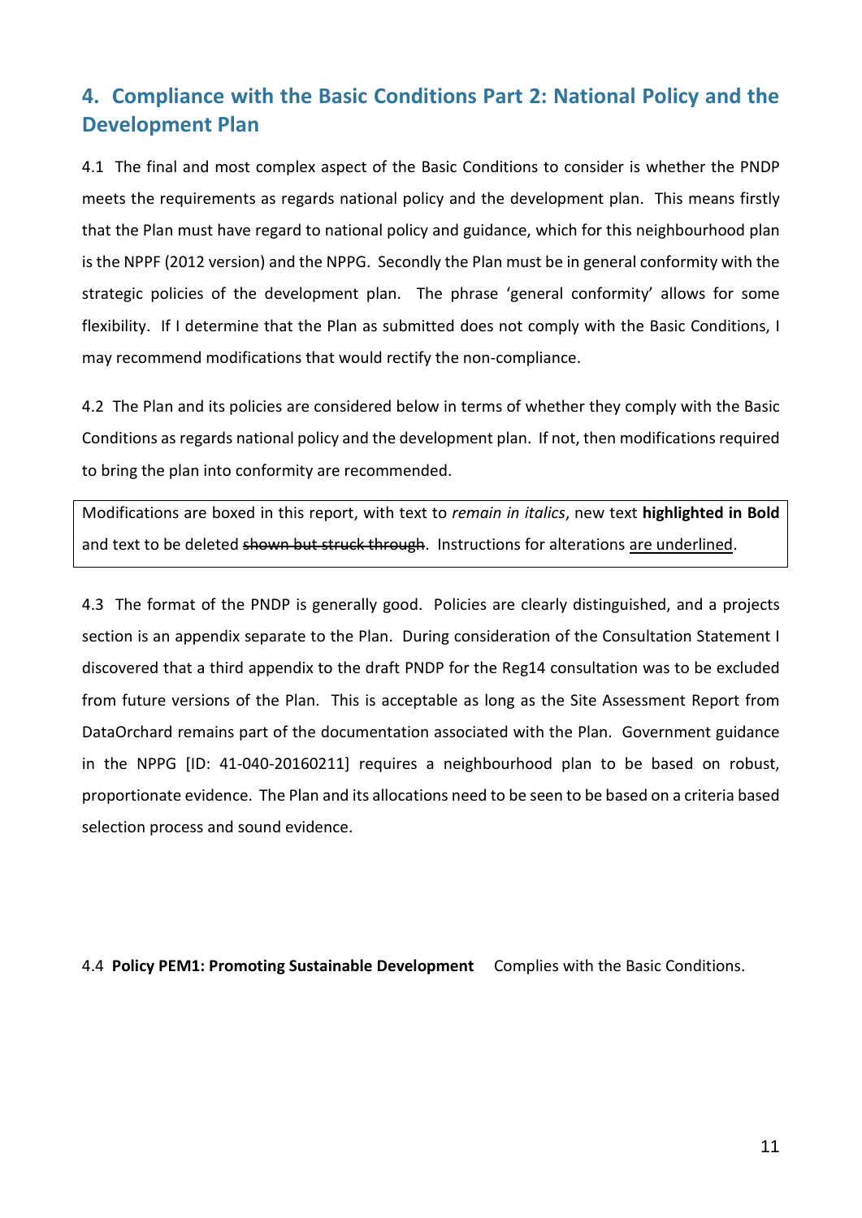## 4. Compliance with the Basic Conditions Part 2: National Policy and the Development Plan

4.1 The final and most complex aspect of the Basic Conditions to consider is whether the PNDP meets the requirements as regards national policy and the development plan. This means firstly that the Plan must have regard to national policy and guidance, which for this neighbourhood plan is the NPPF (2012 version) and the NPPG. Secondly the Plan must be in general conformity with the strategic policies of the development plan. The phrase 'general conformity' allows for some flexibility. If I determine that the Plan as submitted does not comply with the Basic Conditions, I may recommend modifications that would rectify the non-compliance.

4.2 The Plan and its policies are considered below in terms of whether they comply with the Basic Conditions as regards national policy and the development plan. If not, then modifications required to bring the plan into conformity are recommended.

> Modifications are boxed in this report, with text to *remain in italics*, new text **highlighted in Bold** and text to be deleted ~~shown but struck through~~. Instructions for alterations <u>are underlined</u>.

4.3 The format of the PNDP is generally good. Policies are clearly distinguished, and a projects section is an appendix separate to the Plan. During consideration of the Consultation Statement I discovered that a third appendix to the draft PNDP for the Reg14 consultation was to be excluded from future versions of the Plan. This is acceptable as long as the Site Assessment Report from DataOrchard remains part of the documentation associated with the Plan. Government guidance in the NPPG [ID: 41-040-20160211] requires a neighbourhood plan to be based on robust, proportionate evidence. The Plan and its allocations need to be seen to be based on a criteria based selection process and sound evidence.

4.4 **Policy PEM1: Promoting Sustainable Development** Complies with the Basic Conditions.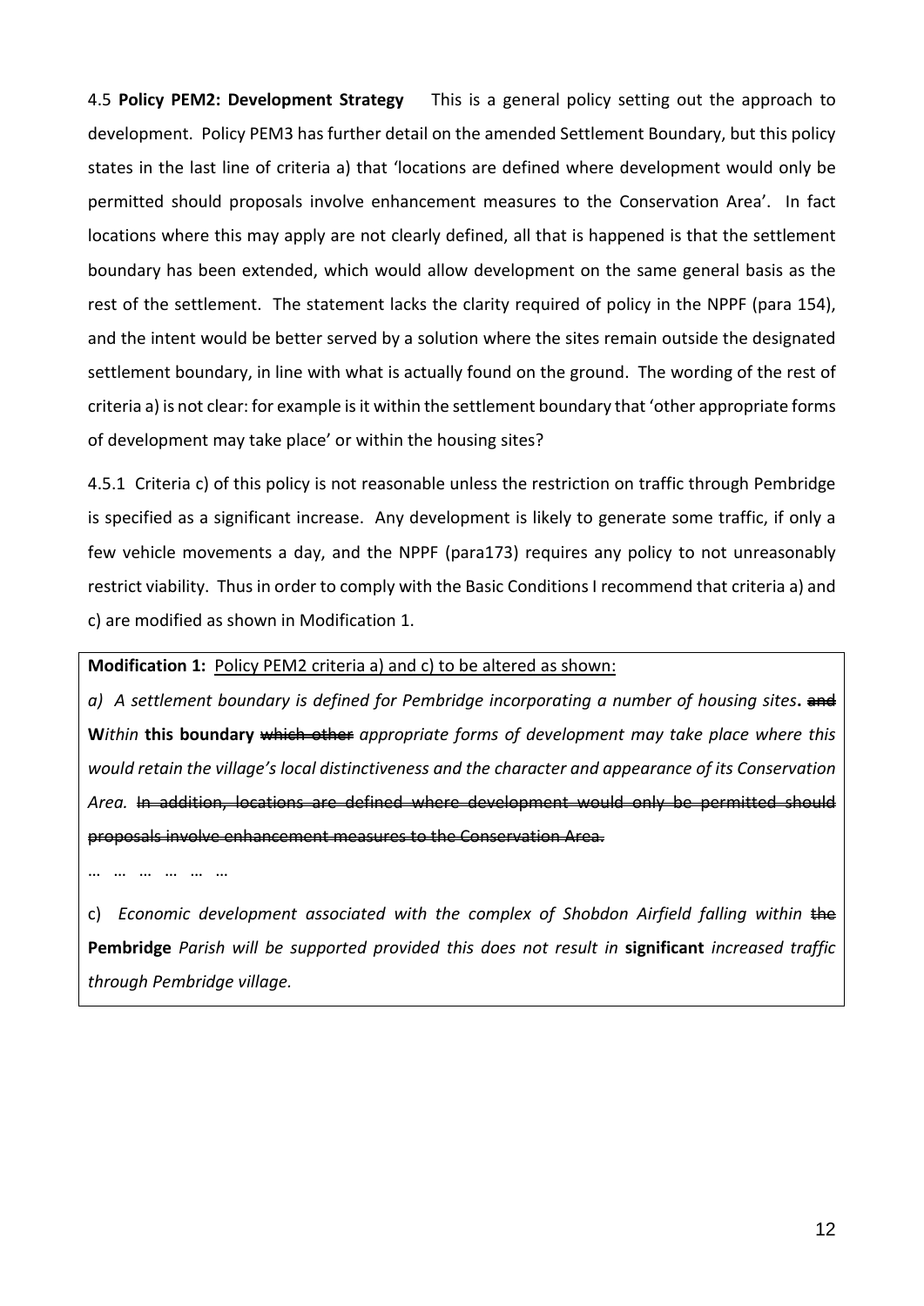4.5 **Policy PEM2: Development Strategy** This is a general policy setting out the approach to development. Policy PEM3 has further detail on the amended Settlement Boundary, but this policy states in the last line of criteria a) that 'locations are defined where development would only be permitted should proposals involve enhancement measures to the Conservation Area'. In fact locations where this may apply are not clearly defined, all that is happened is that the settlement boundary has been extended, which would allow development on the same general basis as the rest of the settlement. The statement lacks the clarity required of policy in the NPPF (para 154), and the intent would be better served by a solution where the sites remain outside the designated settlement boundary, in line with what is actually found on the ground. The wording of the rest of criteria a) is not clear: for example is it within the settlement boundary that 'other appropriate forms of development may take place' or within the housing sites?

4.5.1 Criteria c) of this policy is not reasonable unless the restriction on traffic through Pembridge is specified as a significant increase. Any development is likely to generate some traffic, if only a few vehicle movements a day, and the NPPF (para173) requires any policy to not unreasonably restrict viability. Thus in order to comply with the Basic Conditions I recommend that criteria a) and c) are modified as shown in Modification 1.

> **Modification 1:** Policy PEM2 criteria a) and c) to be altered as shown:
>
> *a) A settlement boundary is defined for Pembridge incorporating a number of housing sites*. ~~and~~ **W***ithin* **this boundary** ~~which other~~ *appropriate forms of development may take place where this would retain the village's local distinctiveness and the character and appearance of its Conservation Area.* ~~In addition, locations are defined where development would only be permitted should proposals involve enhancement measures to the Conservation Area.~~
>
> … … … … … …
>
> c) *Economic development associated with the complex of Shobdon Airfield falling within* ~~the~~ **Pembridge** *Parish will be supported provided this does not result in* **significant** *increased traffic through Pembridge village.*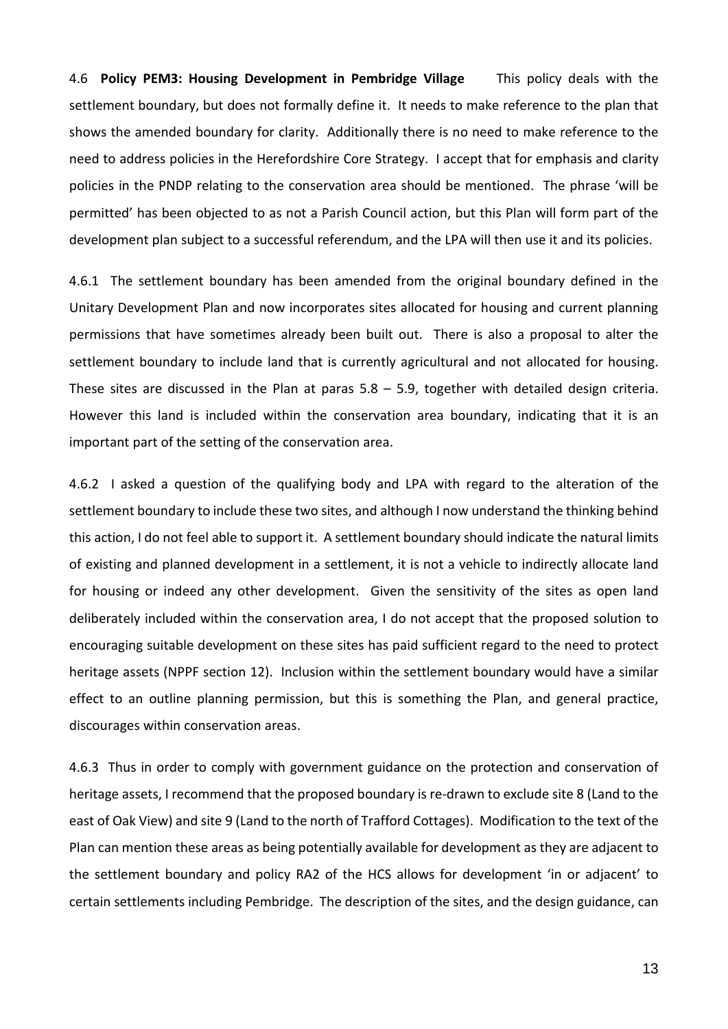4.6 **Policy PEM3: Housing Development in Pembridge Village** This policy deals with the settlement boundary, but does not formally define it. It needs to make reference to the plan that shows the amended boundary for clarity. Additionally there is no need to make reference to the need to address policies in the Herefordshire Core Strategy. I accept that for emphasis and clarity policies in the PNDP relating to the conservation area should be mentioned. The phrase 'will be permitted' has been objected to as not a Parish Council action, but this Plan will form part of the development plan subject to a successful referendum, and the LPA will then use it and its policies.

4.6.1 The settlement boundary has been amended from the original boundary defined in the Unitary Development Plan and now incorporates sites allocated for housing and current planning permissions that have sometimes already been built out. There is also a proposal to alter the settlement boundary to include land that is currently agricultural and not allocated for housing. These sites are discussed in the Plan at paras 5.8 – 5.9, together with detailed design criteria. However this land is included within the conservation area boundary, indicating that it is an important part of the setting of the conservation area.

4.6.2 I asked a question of the qualifying body and LPA with regard to the alteration of the settlement boundary to include these two sites, and although I now understand the thinking behind this action, I do not feel able to support it. A settlement boundary should indicate the natural limits of existing and planned development in a settlement, it is not a vehicle to indirectly allocate land for housing or indeed any other development. Given the sensitivity of the sites as open land deliberately included within the conservation area, I do not accept that the proposed solution to encouraging suitable development on these sites has paid sufficient regard to the need to protect heritage assets (NPPF section 12). Inclusion within the settlement boundary would have a similar effect to an outline planning permission, but this is something the Plan, and general practice, discourages within conservation areas.

4.6.3 Thus in order to comply with government guidance on the protection and conservation of heritage assets, I recommend that the proposed boundary is re-drawn to exclude site 8 (Land to the east of Oak View) and site 9 (Land to the north of Trafford Cottages). Modification to the text of the Plan can mention these areas as being potentially available for development as they are adjacent to the settlement boundary and policy RA2 of the HCS allows for development 'in or adjacent' to certain settlements including Pembridge. The description of the sites, and the design guidance, can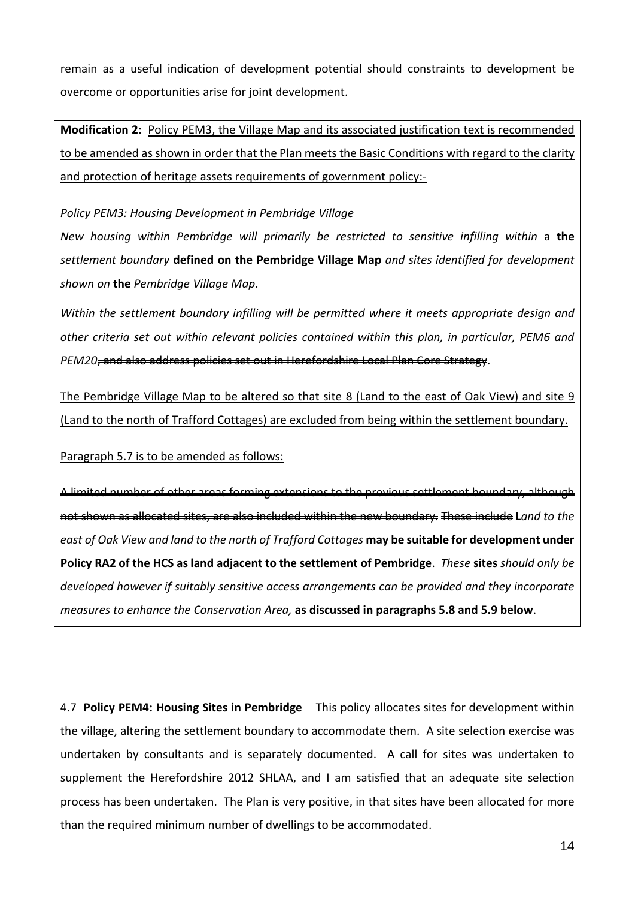remain as a useful indication of development potential should constraints to development be overcome or opportunities arise for joint development.

**Modification 2:** <u>Policy PEM3, the Village Map and its associated justification text is recommended to be amended as shown in order that the Plan meets the Basic Conditions with regard to the clarity and protection of heritage assets requirements of government policy:-</u>

*Policy PEM3: Housing Development in Pembridge Village*

*New housing within Pembridge will primarily be restricted to sensitive infilling within* ~~a~~ **the** *settlement boundary* **defined on the Pembridge Village Map** *and sites identified for development shown on* **the** *Pembridge Village Map*.

*Within the settlement boundary infilling will be permitted where it meets appropriate design and other criteria set out within relevant policies contained within this plan, in particular, PEM6 and PEM20*~~, and also address policies set out in Herefordshire Local Plan Core Strategy~~.

<u>The Pembridge Village Map to be altered so that site 8 (Land to the east of Oak View) and site 9 (Land to the north of Trafford Cottages) are excluded from being within the settlement boundary.</u>

<u>Paragraph 5.7 is to be amended as follows:</u>

~~A limited number of other areas forming extensions to the previous settlement boundary, although not shown as allocated sites, are also included within the new boundary. These include~~ **L***and to the east of Oak View and land to the north of Trafford Cottages* **may be suitable for development under Policy RA2 of the HCS as land adjacent to the settlement of Pembridge**. *These* **sites** *should only be developed however if suitably sensitive access arrangements can be provided and they incorporate measures to enhance the Conservation Area,* **as discussed in paragraphs 5.8 and 5.9 below**.

4.7 **Policy PEM4: Housing Sites in Pembridge** This policy allocates sites for development within the village, altering the settlement boundary to accommodate them. A site selection exercise was undertaken by consultants and is separately documented. A call for sites was undertaken to supplement the Herefordshire 2012 SHLAA, and I am satisfied that an adequate site selection process has been undertaken. The Plan is very positive, in that sites have been allocated for more than the required minimum number of dwellings to be accommodated.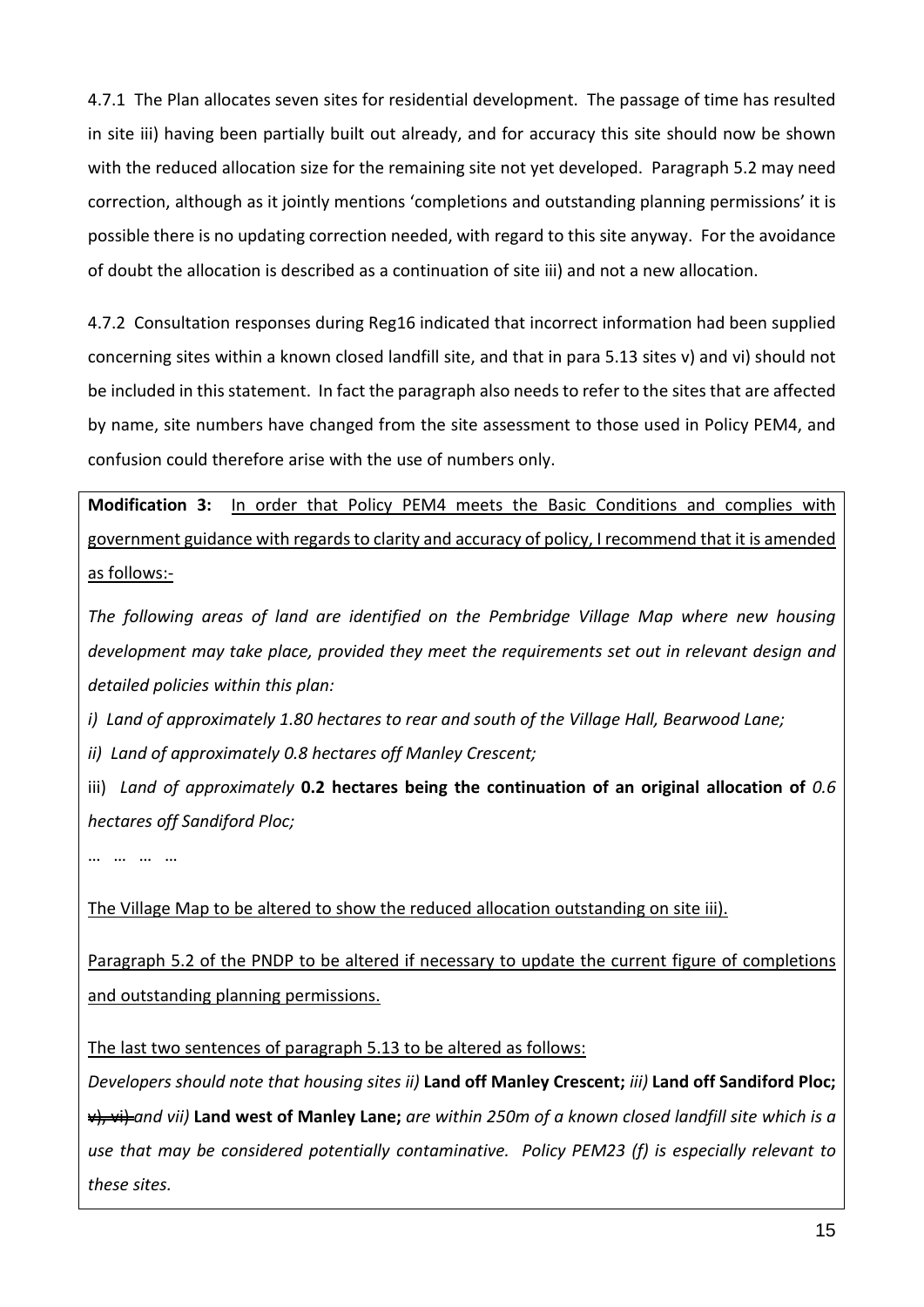4.7.1 The Plan allocates seven sites for residential development. The passage of time has resulted in site iii) having been partially built out already, and for accuracy this site should now be shown with the reduced allocation size for the remaining site not yet developed. Paragraph 5.2 may need correction, although as it jointly mentions 'completions and outstanding planning permissions' it is possible there is no updating correction needed, with regard to this site anyway. For the avoidance of doubt the allocation is described as a continuation of site iii) and not a new allocation.

4.7.2 Consultation responses during Reg16 indicated that incorrect information had been supplied concerning sites within a known closed landfill site, and that in para 5.13 sites v) and vi) should not be included in this statement. In fact the paragraph also needs to refer to the sites that are affected by name, site numbers have changed from the site assessment to those used in Policy PEM4, and confusion could therefore arise with the use of numbers only.

**Modification 3:** <u>In order that Policy PEM4 meets the Basic Conditions and complies with government guidance with regards to clarity and accuracy of policy, I recommend that it is amended as follows:-</u>

*The following areas of land are identified on the Pembridge Village Map where new housing development may take place, provided they meet the requirements set out in relevant design and detailed policies within this plan:*

*i) Land of approximately 1.80 hectares to rear and south of the Village Hall, Bearwood Lane;*

*ii) Land of approximately 0.8 hectares off Manley Crescent;*

iii) *Land of approximately* **0.2 hectares being the continuation of an original allocation of** *0.6 hectares off Sandiford Ploc;*

… … … …

<u>The Village Map to be altered to show the reduced allocation outstanding on site iii).</u>

<u>Paragraph 5.2 of the PNDP to be altered if necessary to update the current figure of completions and outstanding planning permissions.</u>

<u>The last two sentences of paragraph 5.13 to be altered as follows:</u>

*Developers should note that housing sites ii)* **Land off Manley Crescent;** *iii)* **Land off Sandiford Ploc;** ~~v), vi)~~ *and vii)* **Land west of Manley Lane;** *are within 250m of a known closed landfill site which is a use that may be considered potentially contaminative. Policy PEM23 (f) is especially relevant to these sites.*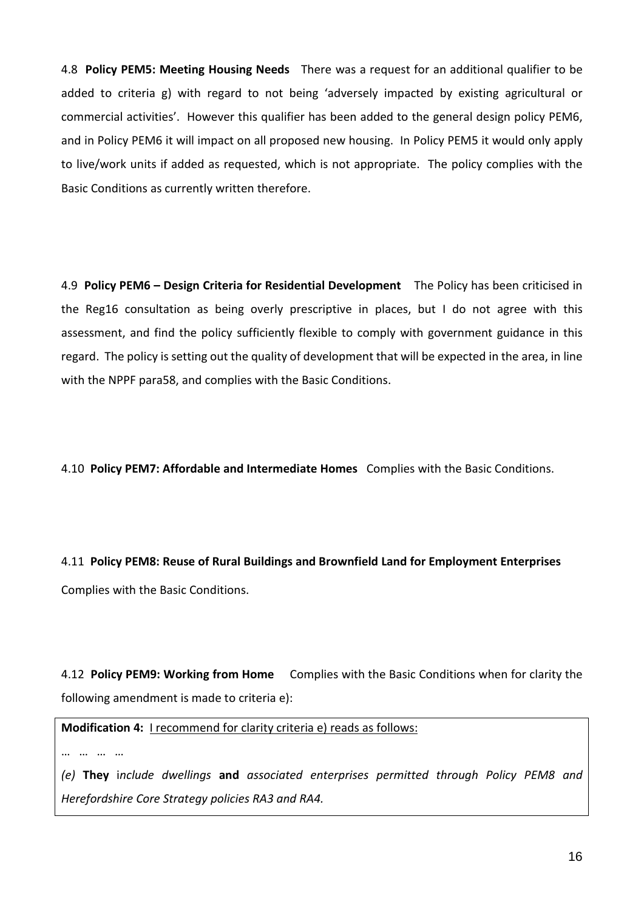4.8 **Policy PEM5: Meeting Housing Needs** There was a request for an additional qualifier to be added to criteria g) with regard to not being 'adversely impacted by existing agricultural or commercial activities'. However this qualifier has been added to the general design policy PEM6, and in Policy PEM6 it will impact on all proposed new housing. In Policy PEM5 it would only apply to live/work units if added as requested, which is not appropriate. The policy complies with the Basic Conditions as currently written therefore.

4.9 **Policy PEM6 – Design Criteria for Residential Development** The Policy has been criticised in the Reg16 consultation as being overly prescriptive in places, but I do not agree with this assessment, and find the policy sufficiently flexible to comply with government guidance in this regard. The policy is setting out the quality of development that will be expected in the area, in line with the NPPF para58, and complies with the Basic Conditions.

4.10 **Policy PEM7: Affordable and Intermediate Homes** Complies with the Basic Conditions.

4.11 **Policy PEM8: Reuse of Rural Buildings and Brownfield Land for Employment Enterprises** Complies with the Basic Conditions.

4.12 **Policy PEM9: Working from Home** Complies with the Basic Conditions when for clarity the following amendment is made to criteria e):

**Modification 4:** <u>I recommend for clarity criteria e) reads as follows:</u>

… … … …

*(e)* **They** *include dwellings* **and** *associated enterprises permitted through Policy PEM8 and Herefordshire Core Strategy policies RA3 and RA4.*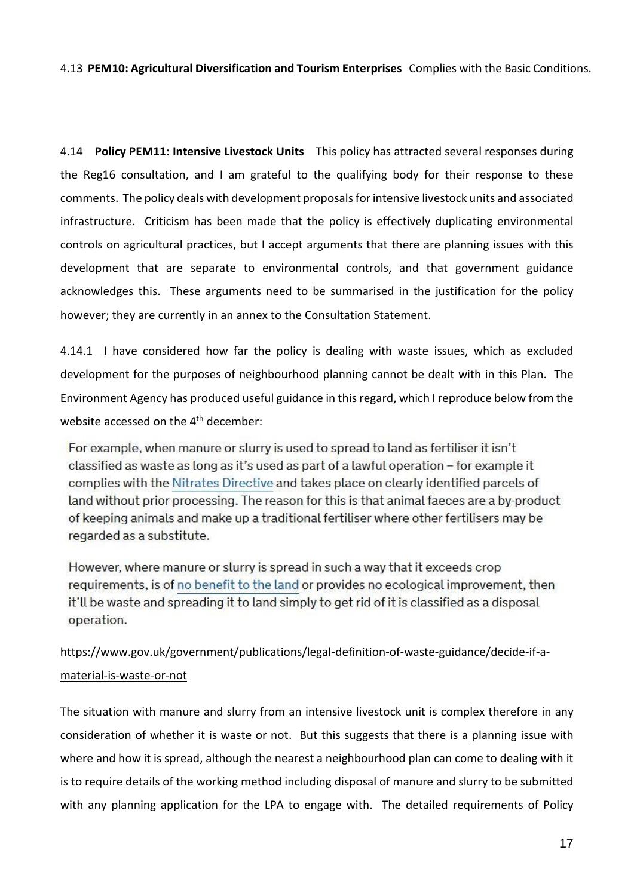4.13 **PEM10: Agricultural Diversification and Tourism Enterprises** Complies with the Basic Conditions.

4.14 **Policy PEM11: Intensive Livestock Units** This policy has attracted several responses during the Reg16 consultation, and I am grateful to the qualifying body for their response to these comments. The policy deals with development proposals for intensive livestock units and associated infrastructure. Criticism has been made that the policy is effectively duplicating environmental controls on agricultural practices, but I accept arguments that there are planning issues with this development that are separate to environmental controls, and that government guidance acknowledges this. These arguments need to be summarised in the justification for the policy however; they are currently in an annex to the Consultation Statement.

4.14.1 I have considered how far the policy is dealing with waste issues, which as excluded development for the purposes of neighbourhood planning cannot be dealt with in this Plan. The Environment Agency has produced useful guidance in this regard, which I reproduce below from the website accessed on the 4th december:

> For example, when manure or slurry is used to spread to land as fertiliser it isn't classified as waste as long as it's used as part of a lawful operation – for example it complies with the Nitrates Directive and takes place on clearly identified parcels of land without prior processing. The reason for this is that animal faeces are a by-product of keeping animals and make up a traditional fertiliser where other fertilisers may be regarded as a substitute.
>
> However, where manure or slurry is spread in such a way that it exceeds crop requirements, is of no benefit to the land or provides no ecological improvement, then it'll be waste and spreading it to land simply to get rid of it is classified as a disposal operation.

https://www.gov.uk/government/publications/legal-definition-of-waste-guidance/decide-if-a-material-is-waste-or-not

The situation with manure and slurry from an intensive livestock unit is complex therefore in any consideration of whether it is waste or not. But this suggests that there is a planning issue with where and how it is spread, although the nearest a neighbourhood plan can come to dealing with it is to require details of the working method including disposal of manure and slurry to be submitted with any planning application for the LPA to engage with. The detailed requirements of Policy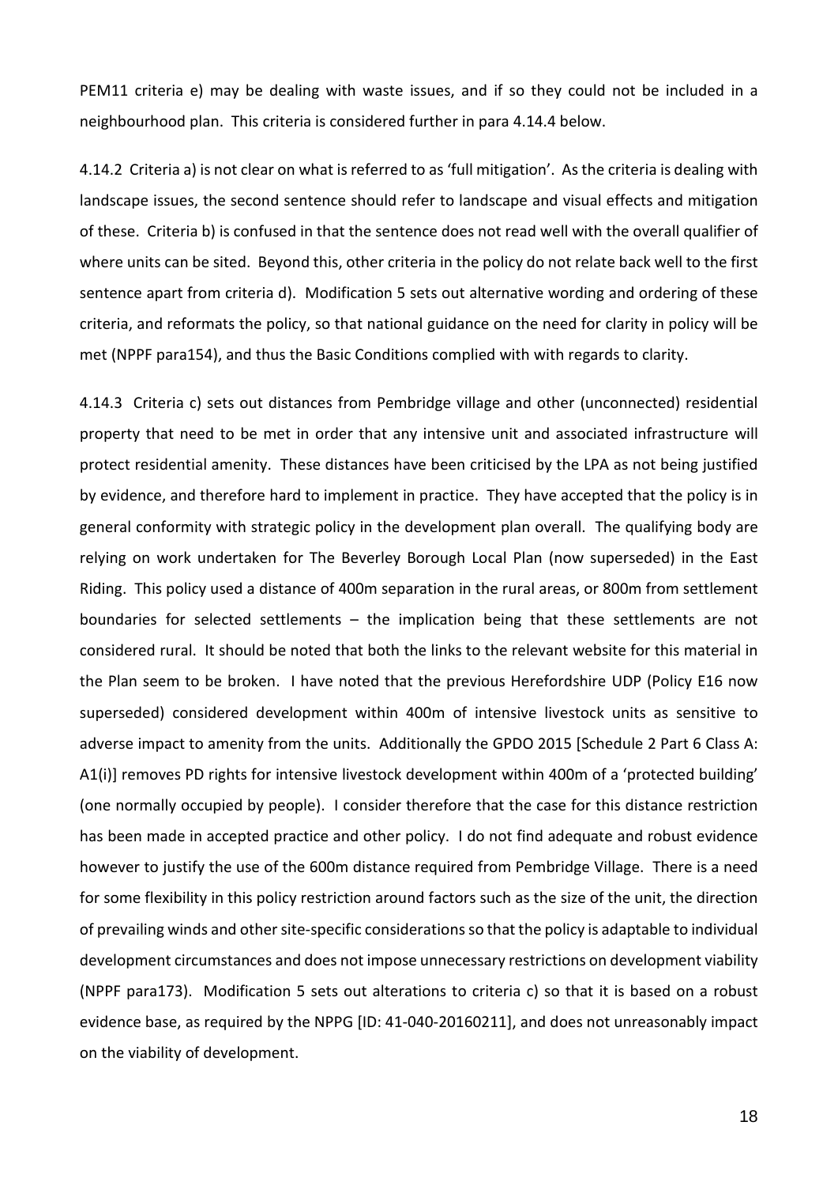PEM11 criteria e) may be dealing with waste issues, and if so they could not be included in a neighbourhood plan. This criteria is considered further in para 4.14.4 below.

4.14.2 Criteria a) is not clear on what is referred to as 'full mitigation'. As the criteria is dealing with landscape issues, the second sentence should refer to landscape and visual effects and mitigation of these. Criteria b) is confused in that the sentence does not read well with the overall qualifier of where units can be sited. Beyond this, other criteria in the policy do not relate back well to the first sentence apart from criteria d). Modification 5 sets out alternative wording and ordering of these criteria, and reformats the policy, so that national guidance on the need for clarity in policy will be met (NPPF para154), and thus the Basic Conditions complied with with regards to clarity.

4.14.3 Criteria c) sets out distances from Pembridge village and other (unconnected) residential property that need to be met in order that any intensive unit and associated infrastructure will protect residential amenity. These distances have been criticised by the LPA as not being justified by evidence, and therefore hard to implement in practice. They have accepted that the policy is in general conformity with strategic policy in the development plan overall. The qualifying body are relying on work undertaken for The Beverley Borough Local Plan (now superseded) in the East Riding. This policy used a distance of 400m separation in the rural areas, or 800m from settlement boundaries for selected settlements – the implication being that these settlements are not considered rural. It should be noted that both the links to the relevant website for this material in the Plan seem to be broken. I have noted that the previous Herefordshire UDP (Policy E16 now superseded) considered development within 400m of intensive livestock units as sensitive to adverse impact to amenity from the units. Additionally the GPDO 2015 [Schedule 2 Part 6 Class A: A1(i)] removes PD rights for intensive livestock development within 400m of a 'protected building' (one normally occupied by people). I consider therefore that the case for this distance restriction has been made in accepted practice and other policy. I do not find adequate and robust evidence however to justify the use of the 600m distance required from Pembridge Village. There is a need for some flexibility in this policy restriction around factors such as the size of the unit, the direction of prevailing winds and other site-specific considerations so that the policy is adaptable to individual development circumstances and does not impose unnecessary restrictions on development viability (NPPF para173). Modification 5 sets out alterations to criteria c) so that it is based on a robust evidence base, as required by the NPPG [ID: 41-040-20160211], and does not unreasonably impact on the viability of development.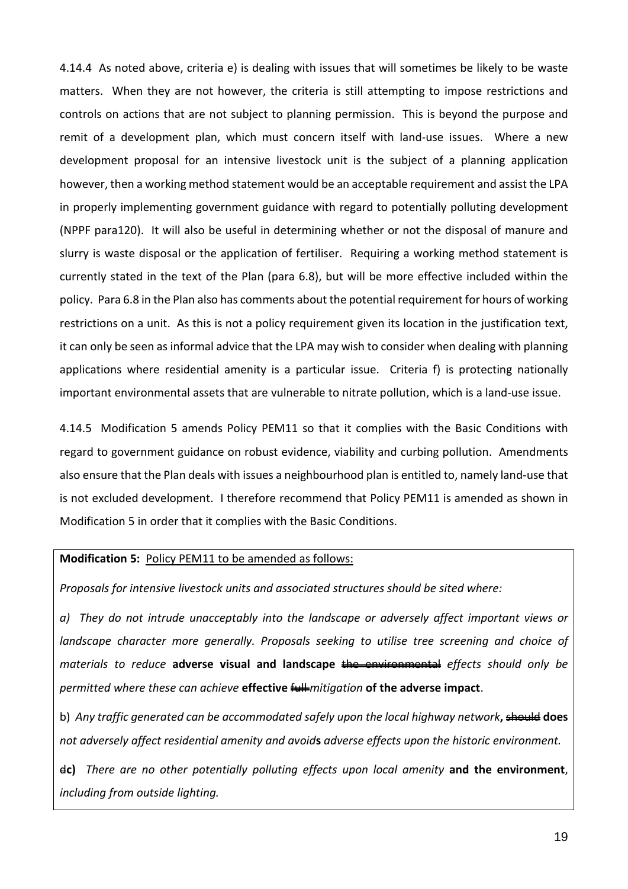4.14.4 As noted above, criteria e) is dealing with issues that will sometimes be likely to be waste matters. When they are not however, the criteria is still attempting to impose restrictions and controls on actions that are not subject to planning permission. This is beyond the purpose and remit of a development plan, which must concern itself with land-use issues. Where a new development proposal for an intensive livestock unit is the subject of a planning application however, then a working method statement would be an acceptable requirement and assist the LPA in properly implementing government guidance with regard to potentially polluting development (NPPF para120). It will also be useful in determining whether or not the disposal of manure and slurry is waste disposal or the application of fertiliser. Requiring a working method statement is currently stated in the text of the Plan (para 6.8), but will be more effective included within the policy. Para 6.8 in the Plan also has comments about the potential requirement for hours of working restrictions on a unit. As this is not a policy requirement given its location in the justification text, it can only be seen as informal advice that the LPA may wish to consider when dealing with planning applications where residential amenity is a particular issue. Criteria f) is protecting nationally important environmental assets that are vulnerable to nitrate pollution, which is a land-use issue.

4.14.5 Modification 5 amends Policy PEM11 so that it complies with the Basic Conditions with regard to government guidance on robust evidence, viability and curbing pollution. Amendments also ensure that the Plan deals with issues a neighbourhood plan is entitled to, namely land-use that is not excluded development. I therefore recommend that Policy PEM11 is amended as shown in Modification 5 in order that it complies with the Basic Conditions.

**Modification 5:** Policy PEM11 to be amended as follows:

*Proposals for intensive livestock units and associated structures should be sited where:*

*a) They do not intrude unacceptably into the landscape or adversely affect important views or landscape character more generally. Proposals seeking to utilise tree screening and choice of materials to reduce* **adverse visual and landscape** ~~the environmental~~ *effects should only be permitted where these can achieve* **effective** ~~full~~ *mitigation* **of the adverse impact**.

b) *Any traffic generated can be accommodated safely upon the local highway network***,** ~~should~~ **does** *not adversely affect residential amenity and avoid***s** *adverse effects upon the historic environment.*

~~d~~**c)** *There are no other potentially polluting effects upon local amenity* **and the environment**, *including from outside lighting.*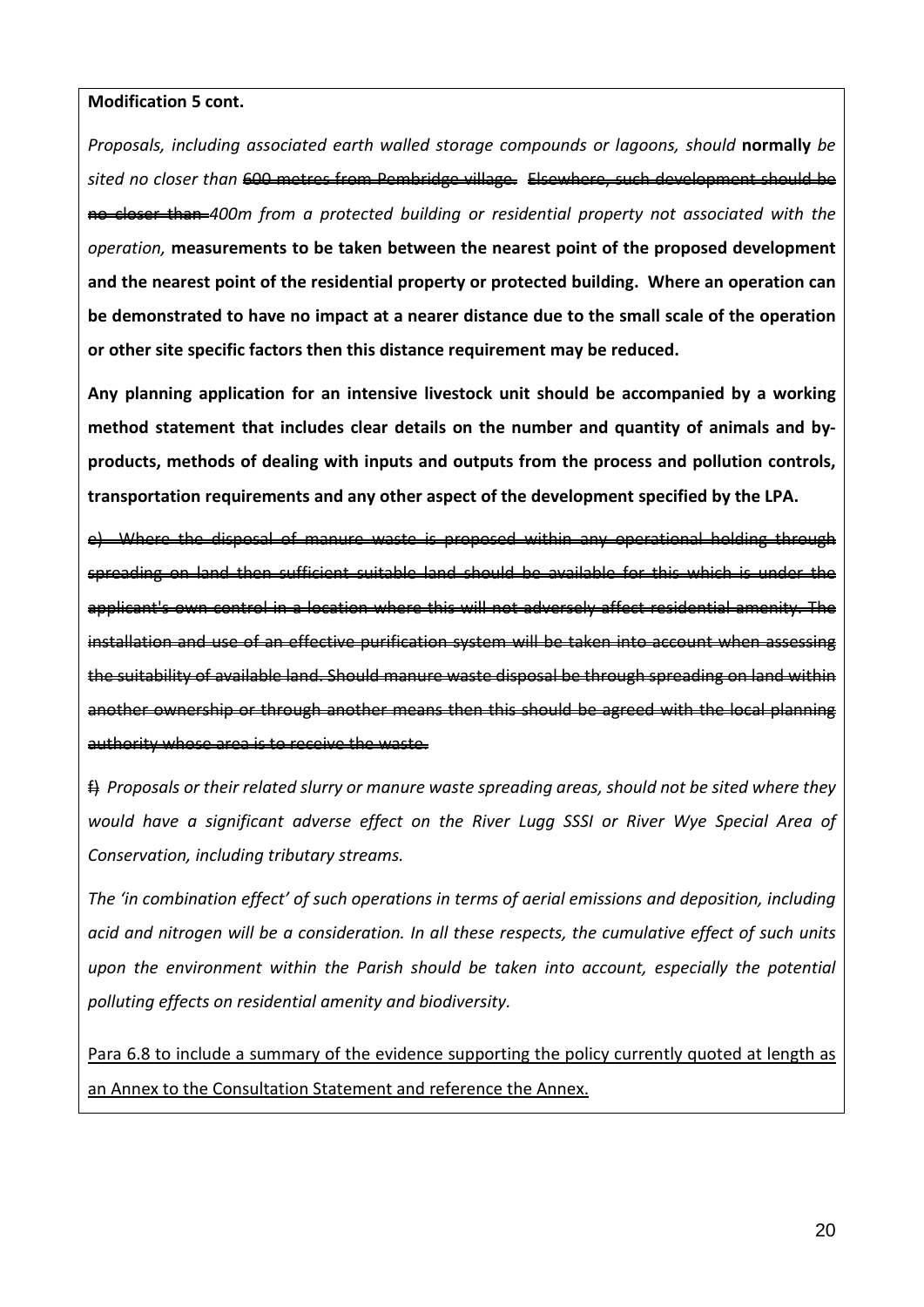**Modification 5 cont.**

*Proposals, including associated earth walled storage compounds or lagoons, should* **normally** *be sited no closer than* ~~600 metres from Pembridge village. Elsewhere, such development should be no closer than~~ *400m from a protected building or residential property not associated with the operation,* **measurements to be taken between the nearest point of the proposed development and the nearest point of the residential property or protected building. Where an operation can be demonstrated to have no impact at a nearer distance due to the small scale of the operation or other site specific factors then this distance requirement may be reduced.**

**Any planning application for an intensive livestock unit should be accompanied by a working method statement that includes clear details on the number and quantity of animals and by-products, methods of dealing with inputs and outputs from the process and pollution controls, transportation requirements and any other aspect of the development specified by the LPA.**

~~e) Where the disposal of manure waste is proposed within any operational holding through spreading on land then sufficient suitable land should be available for this which is under the applicant's own control in a location where this will not adversely affect residential amenity. The installation and use of an effective purification system will be taken into account when assessing the suitability of available land. Should manure waste disposal be through spreading on land within another ownership or through another means then this should be agreed with the local planning authority whose area is to receive the waste.~~

~~f)~~ *Proposals or their related slurry or manure waste spreading areas, should not be sited where they would have a significant adverse effect on the River Lugg SSSI or River Wye Special Area of Conservation, including tributary streams.*

*The 'in combination effect' of such operations in terms of aerial emissions and deposition, including acid and nitrogen will be a consideration. In all these respects, the cumulative effect of such units upon the environment within the Parish should be taken into account, especially the potential polluting effects on residential amenity and biodiversity.*

<u>Para 6.8 to include a summary of the evidence supporting the policy currently quoted at length as an Annex to the Consultation Statement and reference the Annex.</u>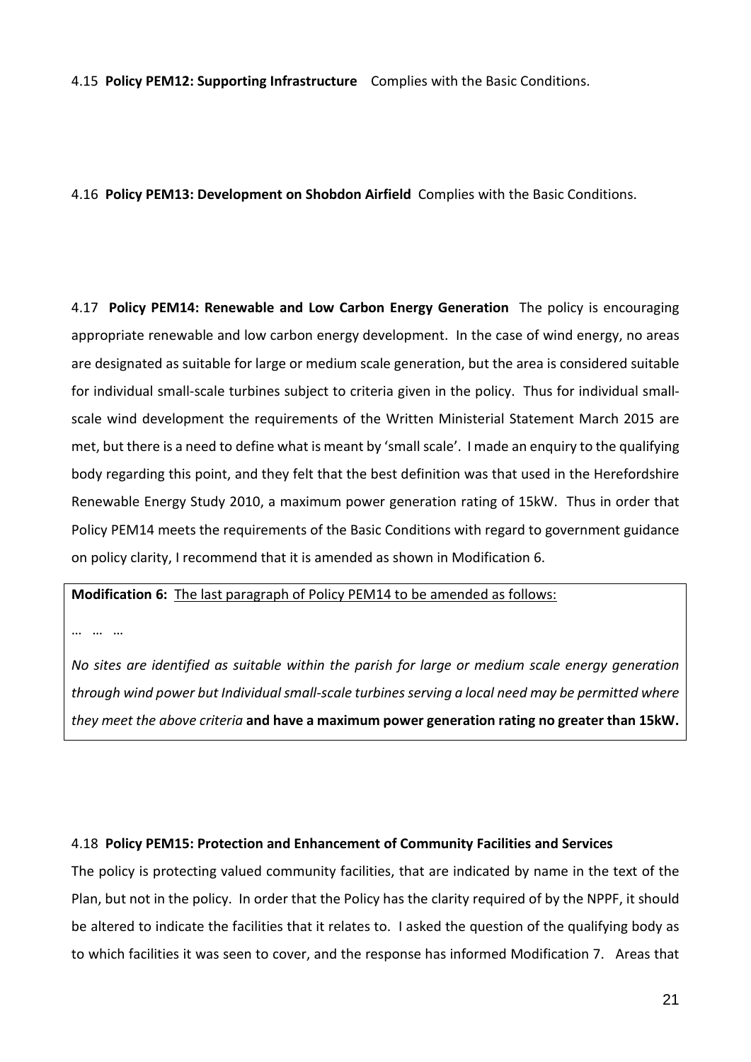4.15 **Policy PEM12: Supporting Infrastructure** Complies with the Basic Conditions.

4.16 **Policy PEM13: Development on Shobdon Airfield** Complies with the Basic Conditions.

4.17 **Policy PEM14: Renewable and Low Carbon Energy Generation** The policy is encouraging appropriate renewable and low carbon energy development. In the case of wind energy, no areas are designated as suitable for large or medium scale generation, but the area is considered suitable for individual small-scale turbines subject to criteria given in the policy. Thus for individual small-scale wind development the requirements of the Written Ministerial Statement March 2015 are met, but there is a need to define what is meant by 'small scale'. I made an enquiry to the qualifying body regarding this point, and they felt that the best definition was that used in the Herefordshire Renewable Energy Study 2010, a maximum power generation rating of 15kW. Thus in order that Policy PEM14 meets the requirements of the Basic Conditions with regard to government guidance on policy clarity, I recommend that it is amended as shown in Modification 6.

> **Modification 6:** <u>The last paragraph of Policy PEM14 to be amended as follows:</u>
>
> … … …
>
> *No sites are identified as suitable within the parish for large or medium scale energy generation through wind power but Individual small-scale turbines serving a local need may be permitted where they meet the above criteria* **and have a maximum power generation rating no greater than 15kW.**

4.18 **Policy PEM15: Protection and Enhancement of Community Facilities and Services**
The policy is protecting valued community facilities, that are indicated by name in the text of the Plan, but not in the policy. In order that the Policy has the clarity required of by the NPPF, it should be altered to indicate the facilities that it relates to. I asked the question of the qualifying body as to which facilities it was seen to cover, and the response has informed Modification 7. Areas that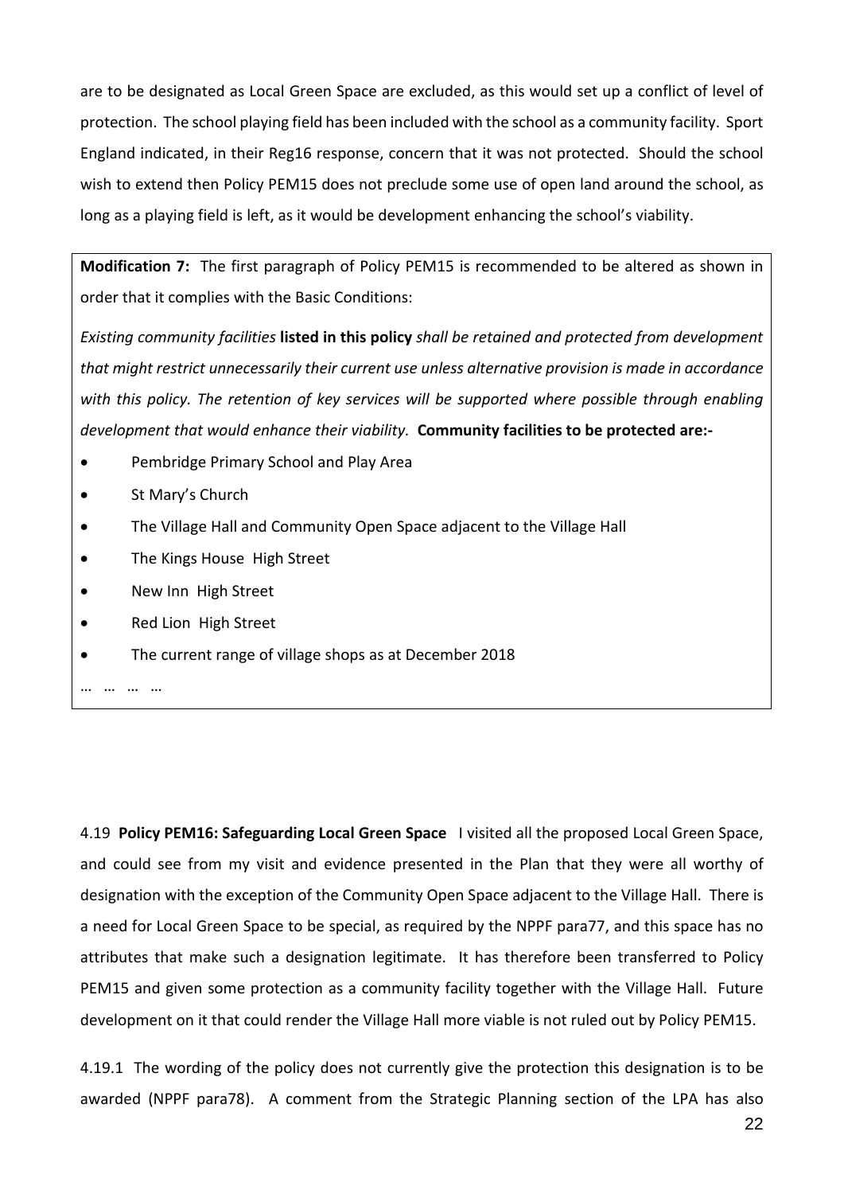are to be designated as Local Green Space are excluded, as this would set up a conflict of level of protection. The school playing field has been included with the school as a community facility. Sport England indicated, in their Reg16 response, concern that it was not protected. Should the school wish to extend then Policy PEM15 does not preclude some use of open land around the school, as long as a playing field is left, as it would be development enhancing the school's viability.

**Modification 7:** The first paragraph of Policy PEM15 is recommended to be altered as shown in order that it complies with the Basic Conditions:

*Existing community facilities* **listed in this policy** *shall be retained and protected from development that might restrict unnecessarily their current use unless alternative provision is made in accordance with this policy. The retention of key services will be supported where possible through enabling development that would enhance their viability.* **Community facilities to be protected are:-**

- Pembridge Primary School and Play Area
- St Mary's Church
- The Village Hall and Community Open Space adjacent to the Village Hall
- The Kings House High Street
- New Inn High Street
- Red Lion High Street
- The current range of village shops as at December 2018

… … … …

4.19 **Policy PEM16: Safeguarding Local Green Space** I visited all the proposed Local Green Space, and could see from my visit and evidence presented in the Plan that they were all worthy of designation with the exception of the Community Open Space adjacent to the Village Hall. There is a need for Local Green Space to be special, as required by the NPPF para77, and this space has no attributes that make such a designation legitimate. It has therefore been transferred to Policy PEM15 and given some protection as a community facility together with the Village Hall. Future development on it that could render the Village Hall more viable is not ruled out by Policy PEM15.

4.19.1 The wording of the policy does not currently give the protection this designation is to be awarded (NPPF para78). A comment from the Strategic Planning section of the LPA has also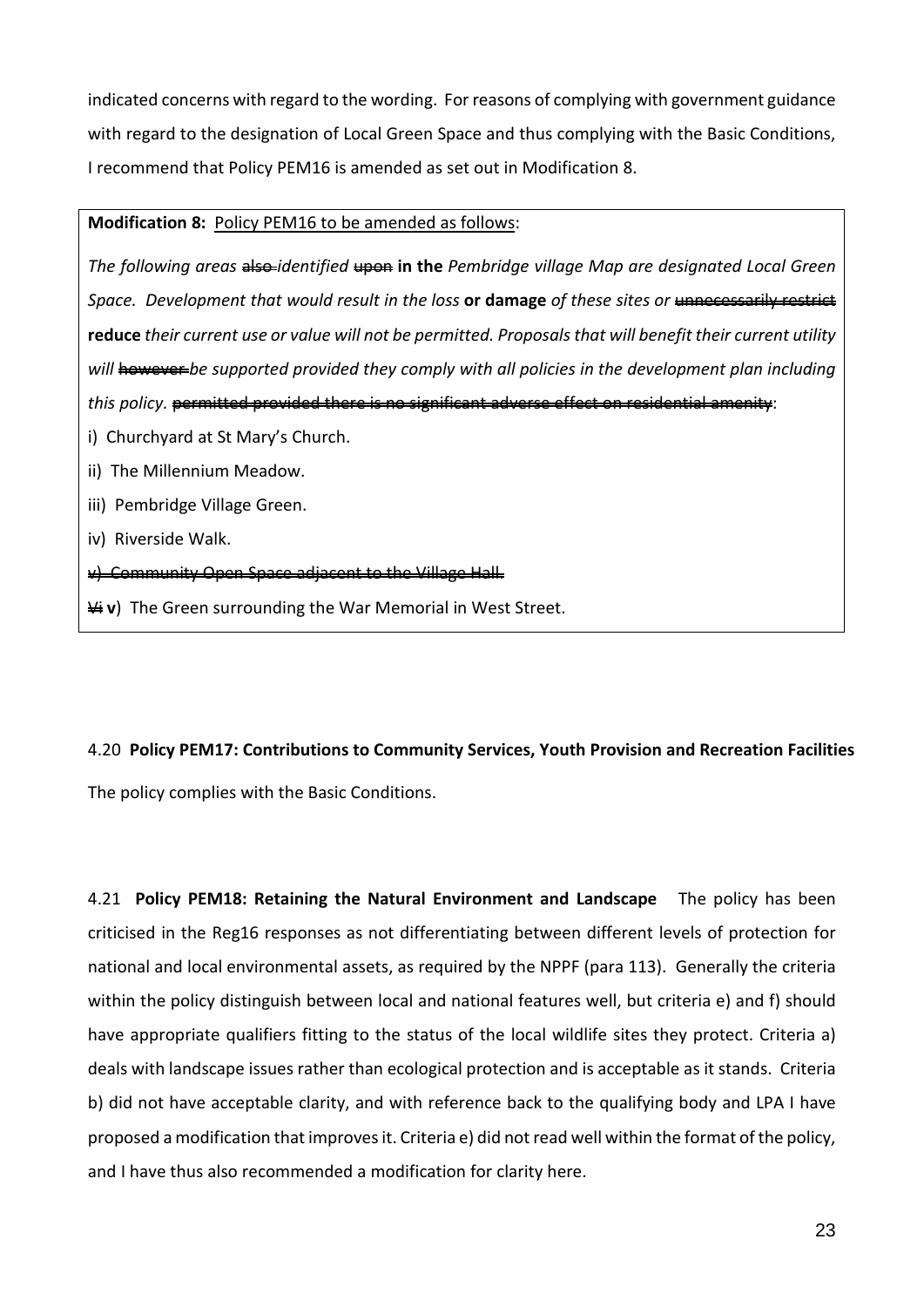indicated concerns with regard to the wording. For reasons of complying with government guidance with regard to the designation of Local Green Space and thus complying with the Basic Conditions, I recommend that Policy PEM16 is amended as set out in Modification 8.

> **Modification 8:** Policy PEM16 to be amended as follows:
>
> *The following areas* ~~also~~ *identified* ~~upon~~ **in the** *Pembridge village Map are designated Local Green Space. Development that would result in the loss* **or damage** *of these sites or* ~~unnecessarily restrict~~ **reduce** *their current use or value will not be permitted. Proposals that will benefit their current utility will* ~~however~~ *be supported provided they comply with all policies in the development plan including this policy.* ~~permitted provided there is no significant adverse effect on residential amenity~~:
>
> i) Churchyard at St Mary's Church.
>
> ii) The Millennium Meadow.
>
> iii) Pembridge Village Green.
>
> iv) Riverside Walk.
>
> ~~v) Community Open Space adjacent to the Village Hall.~~
>
> ~~Vi~~ **v**) The Green surrounding the War Memorial in West Street.

4.20 **Policy PEM17: Contributions to Community Services, Youth Provision and Recreation Facilities**

The policy complies with the Basic Conditions.

4.21 **Policy PEM18: Retaining the Natural Environment and Landscape** The policy has been criticised in the Reg16 responses as not differentiating between different levels of protection for national and local environmental assets, as required by the NPPF (para 113). Generally the criteria within the policy distinguish between local and national features well, but criteria e) and f) should have appropriate qualifiers fitting to the status of the local wildlife sites they protect. Criteria a) deals with landscape issues rather than ecological protection and is acceptable as it stands. Criteria b) did not have acceptable clarity, and with reference back to the qualifying body and LPA I have proposed a modification that improves it. Criteria e) did not read well within the format of the policy, and I have thus also recommended a modification for clarity here.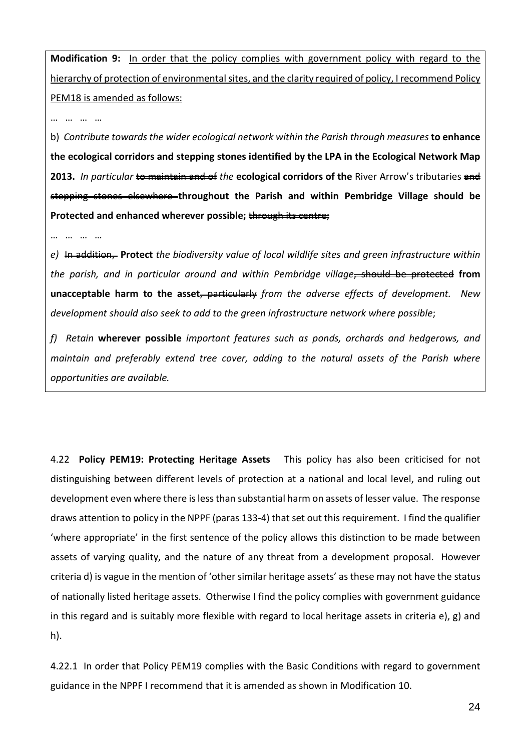**Modification 9:** <u>In order that the policy complies with government policy with regard to the hierarchy of protection of environmental sites, and the clarity required of policy, I recommend Policy PEM18 is amended as follows:</u>

… … … …

b) *Contribute towards the wider ecological network within the Parish through measures* **to enhance the ecological corridors and stepping stones identified by the LPA in the Ecological Network Map 2013.** *In particular* ~~to maintain and of~~ *the* **ecological corridors of the** River Arrow's tributaries ~~and stepping stones elsewhere~~ **throughout the Parish and within Pembridge Village should be Protected and enhanced wherever possible;** ~~through its centre;~~

… … … …

*e)* ~~In addition,~~ **Protect** *the biodiversity value of local wildlife sites and green infrastructure within the parish, and in particular around and within Pembridge village*~~, should be protected~~ **from unacceptable harm to the asset**~~, particularly~~ *from the adverse effects of development. New development should also seek to add to the green infrastructure network where possible*;

*f) Retain* **wherever possible** *important features such as ponds, orchards and hedgerows, and maintain and preferably extend tree cover, adding to the natural assets of the Parish where opportunities are available.*

4.22 **Policy PEM19: Protecting Heritage Assets** This policy has also been criticised for not distinguishing between different levels of protection at a national and local level, and ruling out development even where there is less than substantial harm on assets of lesser value. The response draws attention to policy in the NPPF (paras 133-4) that set out this requirement. I find the qualifier 'where appropriate' in the first sentence of the policy allows this distinction to be made between assets of varying quality, and the nature of any threat from a development proposal. However criteria d) is vague in the mention of 'other similar heritage assets' as these may not have the status of nationally listed heritage assets. Otherwise I find the policy complies with government guidance in this regard and is suitably more flexible with regard to local heritage assets in criteria e), g) and h).

4.22.1 In order that Policy PEM19 complies with the Basic Conditions with regard to government guidance in the NPPF I recommend that it is amended as shown in Modification 10.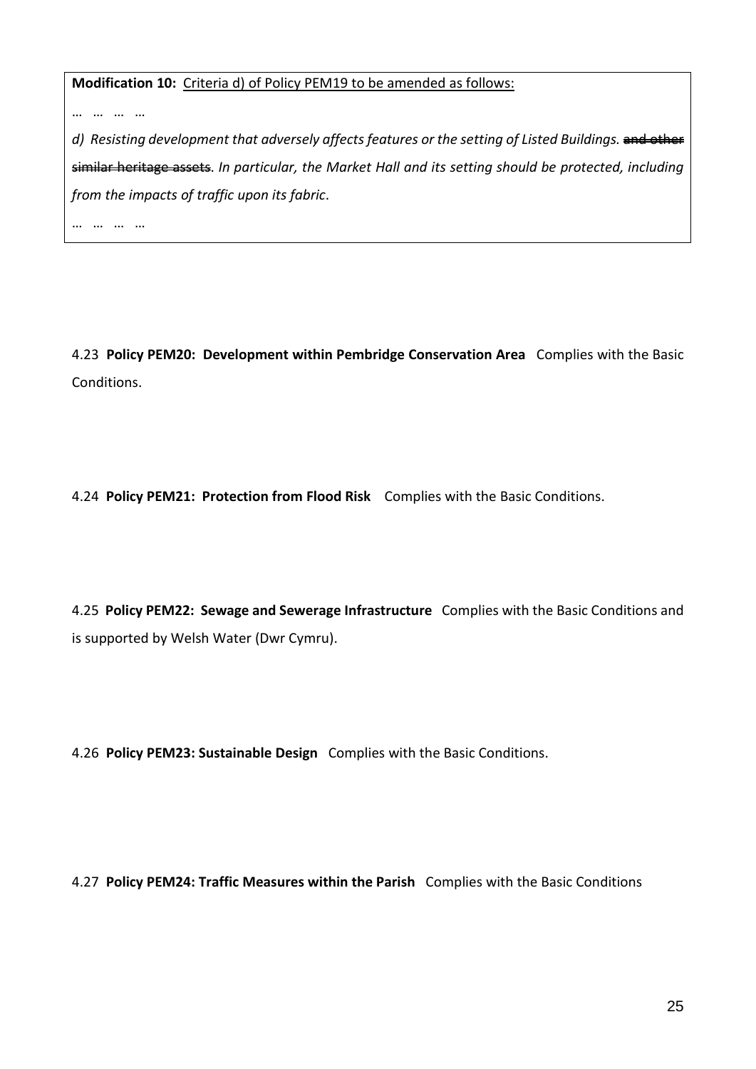**Modification 10:** <u>Criteria d) of Policy PEM19 to be amended as follows:</u>

… … … …

*d) Resisting development that adversely affects features or the setting of Listed Buildings.* ~~and other similar heritage assets~~. *In particular, the Market Hall and its setting should be protected, including from the impacts of traffic upon its fabric*.

… … … …

4.23 **Policy PEM20: Development within Pembridge Conservation Area** Complies with the Basic Conditions.

4.24 **Policy PEM21: Protection from Flood Risk** Complies with the Basic Conditions.

4.25 **Policy PEM22: Sewage and Sewerage Infrastructure** Complies with the Basic Conditions and is supported by Welsh Water (Dwr Cymru).

4.26 **Policy PEM23: Sustainable Design** Complies with the Basic Conditions.

4.27 **Policy PEM24: Traffic Measures within the Parish** Complies with the Basic Conditions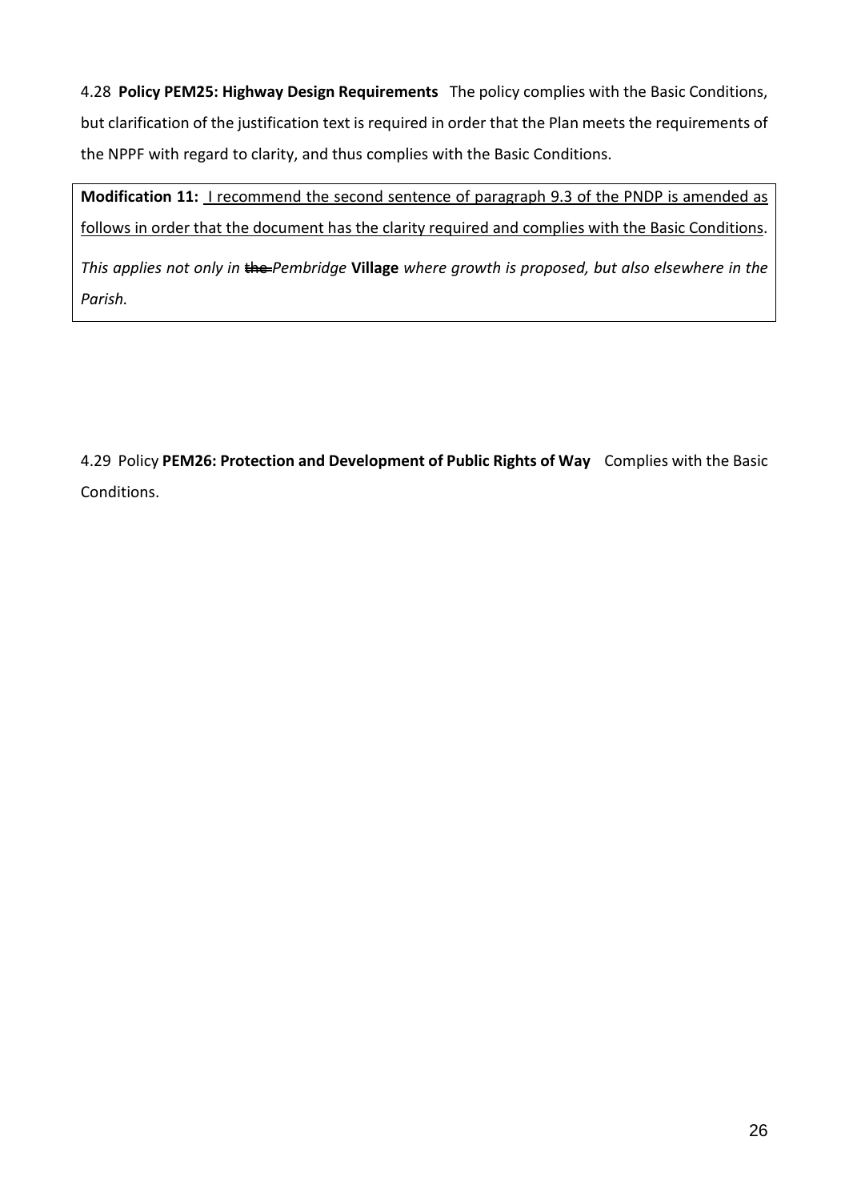4.28 **Policy PEM25: Highway Design Requirements** The policy complies with the Basic Conditions, but clarification of the justification text is required in order that the Plan meets the requirements of the NPPF with regard to clarity, and thus complies with the Basic Conditions.

> **Modification 11:** <u>I recommend the second sentence of paragraph 9.3 of the PNDP is amended as follows in order that the document has the clarity required and complies with the Basic Conditions</u>.
>
> *This applies not only in* ~~the~~ *Pembridge* **Village** *where growth is proposed, but also elsewhere in the Parish.*

4.29 Policy **PEM26: Protection and Development of Public Rights of Way** Complies with the Basic Conditions.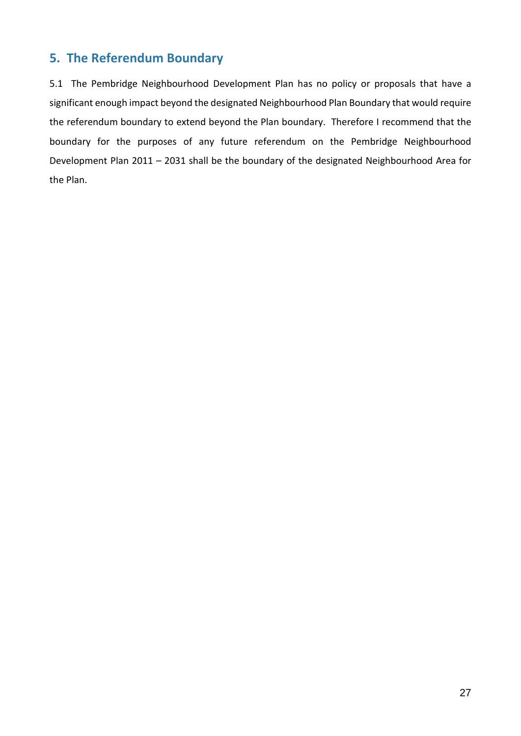## 5. The Referendum Boundary

5.1 The Pembridge Neighbourhood Development Plan has no policy or proposals that have a significant enough impact beyond the designated Neighbourhood Plan Boundary that would require the referendum boundary to extend beyond the Plan boundary. Therefore I recommend that the boundary for the purposes of any future referendum on the Pembridge Neighbourhood Development Plan 2011 – 2031 shall be the boundary of the designated Neighbourhood Area for the Plan.